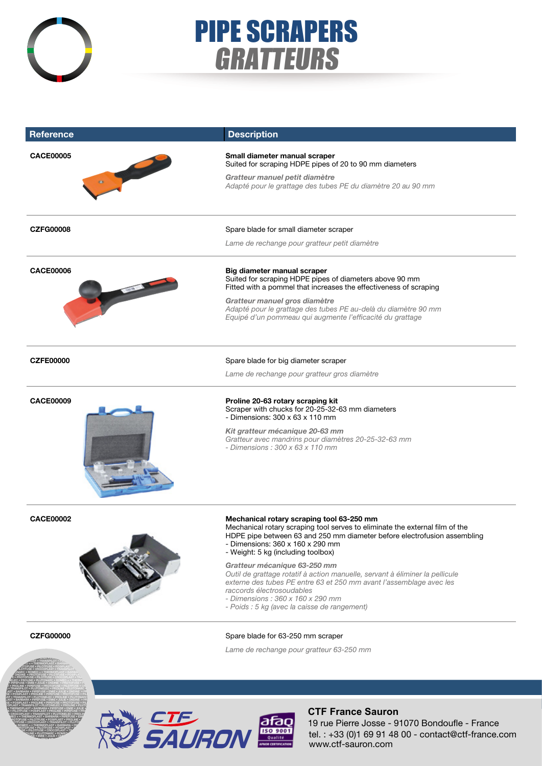# PIPE SCRAPERS
## *GRATTEURS*

| Reference | Description |
| --- | --- |
| CACE00005 | **Small diameter manual scraper**<br>Suited for scraping HDPE pipes of 20 to 90 mm diameters<br><br>***Gratteur manuel petit diamètre***<br>*Adapté pour le grattage des tubes PE du diamètre 20 au 90 mm* |
| CZFG00008 | Spare blade for small diameter scraper<br><br>*Lame de rechange pour gratteur petit diamètre* |
| CACE00006 | **Big diameter manual scraper**<br>Suited for scraping HDPE pipes of diameters above 90 mm<br>Fitted with a pommel that increases the effectiveness of scraping<br><br>***Gratteur manuel gros diamètre***<br>*Adapté pour le grattage des tubes PE au-delà du diamètre 90 mm*<br>*Equipé d'un pommeau qui augmente l'efficacité du grattage* |
| CZFE00000 | Spare blade for big diameter scraper<br><br>*Lame de rechange pour gratteur gros diamètre* |
| CACE00009 | **Proline 20-63 rotary scraping kit**<br>Scraper with chucks for 20-25-32-63 mm diameters<br>- Dimensions: 300 x 63 x 110 mm<br><br>***Kit gratteur mécanique 20-63 mm***<br>*Gratteur avec mandrins pour diamètres 20-25-32-63 mm*<br>*- Dimensions : 300 x 63 x 110 mm* |
| CACE00002 | **Mechanical rotary scraping tool 63-250 mm**<br>Mechanical rotary scraping tool serves to eliminate the external film of the HDPE pipe between 63 and 250 mm diameter before electrofusion assembling<br>- Dimensions: 360 x 160 x 290 mm<br>- Weight: 5 kg (including toolbox)<br><br>***Gratteur mécanique 63-250 mm***<br>*Outil de grattage rotatif à action manuelle, servant à éliminer la pellicule externe des tubes PE entre 63 et 250 mm avant l'assemblage avec les raccords électrosoudables*<br>*- Dimensions : 360 x 160 x 290 mm*<br>*- Poids : 5 kg (avec la caisse de rangement)* |
| CZFG00000 | Spare blade for 63-250 mm scraper<br><br>*Lame de rechange pour gratteur 63-250 mm* |

**CTF France Sauron**
19 rue Pierre Josse - 91070 Bondoufle - France
tel. : +33 (0)1 69 91 48 00 - contact@ctf-france.com
www.ctf-sauron.com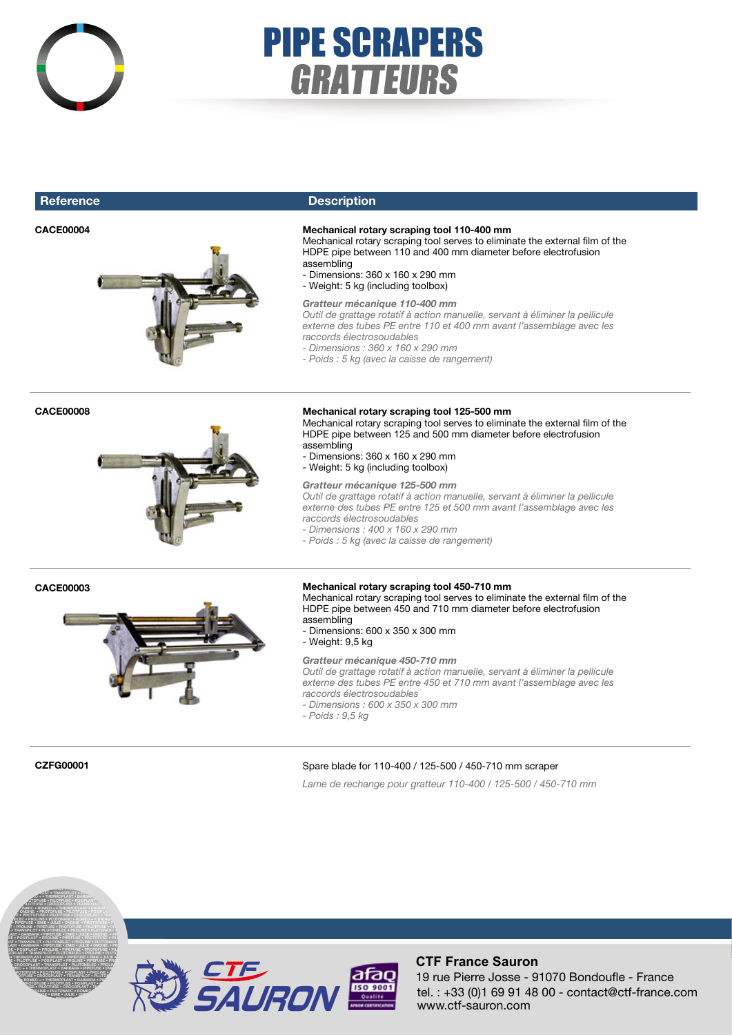# PIPE SCRAPERS
## *GRATTEURS*

| Reference | Description |
|---|---|
| **CACE00004** | **Mechanical rotary scraping tool 110-400 mm**<br>Mechanical rotary scraping tool serves to eliminate the external film of the HDPE pipe between 110 and 400 mm diameter before electrofusion assembling<br>- Dimensions: 360 x 160 x 290 mm<br>- Weight: 5 kg (including toolbox)<br><br>***Gratteur mécanique 110-400 mm***<br>*Outil de grattage rotatif à action manuelle, servant à éliminer la pellicule externe des tubes PE entre 110 et 400 mm avant l'assemblage avec les raccords électrosoudables*<br>*- Dimensions : 360 x 160 x 290 mm*<br>*- Poids : 5 kg (avec la caisse de rangement)* |
| **CACE00008** | **Mechanical rotary scraping tool 125-500 mm**<br>Mechanical rotary scraping tool serves to eliminate the external film of the HDPE pipe between 125 and 500 mm diameter before electrofusion assembling<br>- Dimensions: 360 x 160 x 290 mm<br>- Weight: 5 kg (including toolbox)<br><br>***Gratteur mécanique 125-500 mm***<br>*Outil de grattage rotatif à action manuelle, servant à éliminer la pellicule externe des tubes PE entre 125 et 500 mm avant l'assemblage avec les raccords électrosoudables*<br>*- Dimensions : 400 x 160 x 290 mm*<br>*- Poids : 5 kg (avec la caisse de rangement)* |
| **CACE00003** | **Mechanical rotary scraping tool 450-710 mm**<br>Mechanical rotary scraping tool serves to eliminate the external film of the HDPE pipe between 450 and 710 mm diameter before electrofusion assembling<br>- Dimensions: 600 x 350 x 300 mm<br>- Weight: 9,5 kg<br><br>***Gratteur mécanique 450-710 mm***<br>*Outil de grattage rotatif à action manuelle, servant à éliminer la pellicule externe des tubes PE entre 450 et 710 mm avant l'assemblage avec les raccords électrosoudables*<br>*- Dimensions : 600 x 350 x 300 mm*<br>*- Poids : 9,5 kg* |
| **CZFG00001** | Spare blade for 110-400 / 125-500 / 450-710 mm scraper<br><br>*Lame de rechange pour gratteur 110-400 / 125-500 / 450-710 mm* |

**CTF France Sauron**
19 rue Pierre Josse - 91070 Bondoufle - France
tel. : +33 (0)1 69 91 48 00 - contact@ctf-france.com
www.ctf-sauron.com